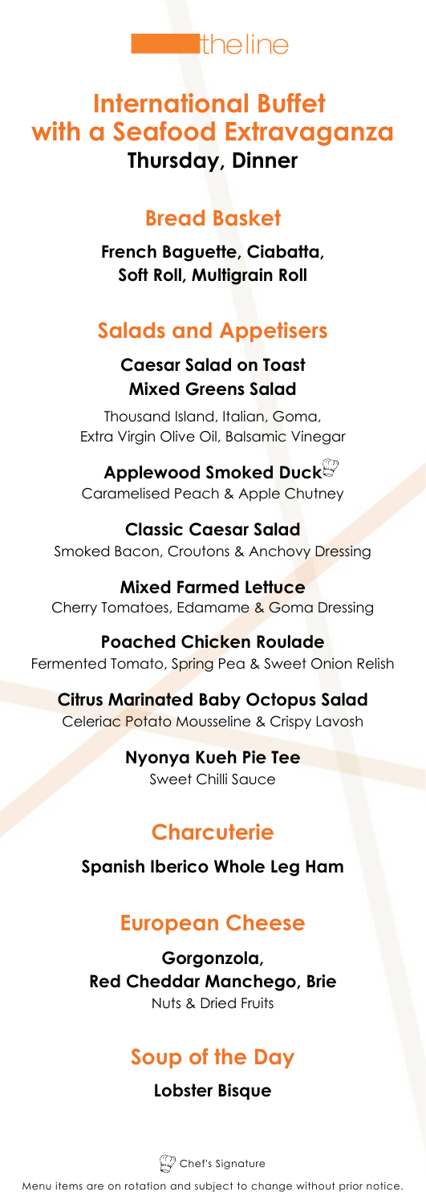theline

# International Buffet with a Seafood Extravaganza

### Thursday, Dinner

## Bread Basket

**French Baguette, Ciabatta, Soft Roll, Multigrain Roll**

## Salads and Appetisers

**Caesar Salad on Toast**
**Mixed Greens Salad**

Thousand Island, Italian, Goma, Extra Virgin Olive Oil, Balsamic Vinegar

**Applewood Smoked Duck** (Chef's Signature)
Caramelised Peach & Apple Chutney

**Classic Caesar Salad**
Smoked Bacon, Croutons & Anchovy Dressing

**Mixed Farmed Lettuce**
Cherry Tomatoes, Edamame & Goma Dressing

**Poached Chicken Roulade**
Fermented Tomato, Spring Pea & Sweet Onion Relish

**Citrus Marinated Baby Octopus Salad**
Celeriac Potato Mousseline & Crispy Lavosh

**Nyonya Kueh Pie Tee**
Sweet Chilli Sauce

## Charcuterie

**Spanish Iberico Whole Leg Ham**

## European Cheese

**Gorgonzola, Red Cheddar Manchego, Brie**
Nuts & Dried Fruits

## Soup of the Day

**Lobster Bisque**

Chef's Signature

Menu items are on rotation and subject to change without prior notice.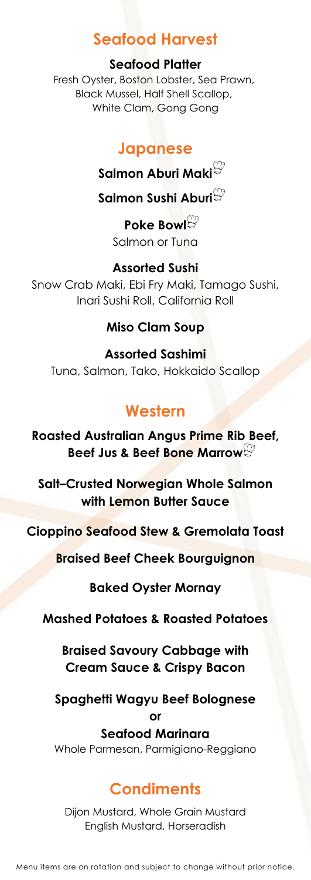## Seafood Harvest

**Seafood Platter**
Fresh Oyster, Boston Lobster, Sea Prawn, Black Mussel, Half Shell Scallop, White Clam, Gong Gong

## Japanese

**Salmon Aburi Maki**

**Salmon Sushi Aburi**

**Poke Bowl**
Salmon or Tuna

**Assorted Sushi**
Snow Crab Maki, Ebi Fry Maki, Tamago Sushi, Inari Sushi Roll, California Roll

**Miso Clam Soup**

**Assorted Sashimi**
Tuna, Salmon, Tako, Hokkaido Scallop

## Western

**Roasted Australian Angus Prime Rib Beef, Beef Jus & Beef Bone Marrow**

**Salt–Crusted Norwegian Whole Salmon with Lemon Butter Sauce**

**Cioppino Seafood Stew & Gremolata Toast**

**Braised Beef Cheek Bourguignon**

**Baked Oyster Mornay**

**Mashed Potatoes & Roasted Potatoes**

**Braised Savoury Cabbage with Cream Sauce & Crispy Bacon**

**Spaghetti Wagyu Beef Bolognese**
**or**
**Seafood Marinara**
Whole Parmesan, Parmigiano-Reggiano

## Condiments

Dijon Mustard, Whole Grain Mustard
English Mustard, Horseradish

Menu items are on rotation and subject to change without prior notice.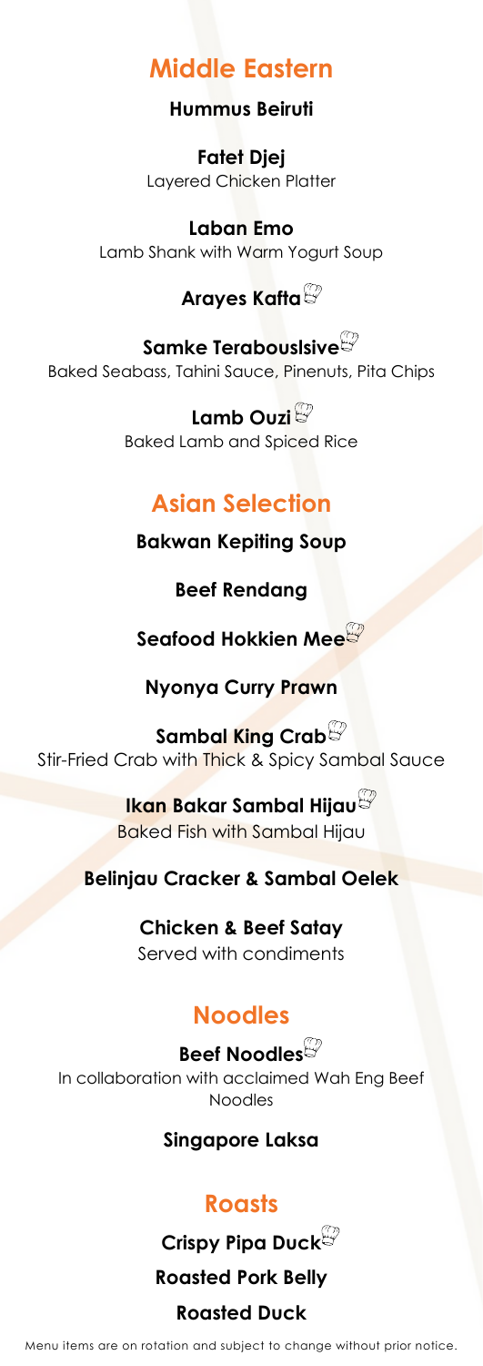## Middle Eastern

**Hummus Beiruti**

**Fatet Djej**
Layered Chicken Platter

**Laban Emo**
Lamb Shank with Warm Yogurt Soup

**Arayes Kafta**

**Samke Terabouslsive**
Baked Seabass, Tahini Sauce, Pinenuts, Pita Chips

**Lamb Ouzi**
Baked Lamb and Spiced Rice

## Asian Selection

**Bakwan Kepiting Soup**

**Beef Rendang**

**Seafood Hokkien Mee**

**Nyonya Curry Prawn**

**Sambal King Crab**
Stir-Fried Crab with Thick & Spicy Sambal Sauce

**Ikan Bakar Sambal Hijau**
Baked Fish with Sambal Hijau

**Belinjau Cracker & Sambal Oelek**

**Chicken & Beef Satay**
Served with condiments

## Noodles

**Beef Noodles**
In collaboration with acclaimed Wah Eng Beef Noodles

**Singapore Laksa**

## Roasts

**Crispy Pipa Duck**

**Roasted Pork Belly**

**Roasted Duck**

Menu items are on rotation and subject to change without prior notice.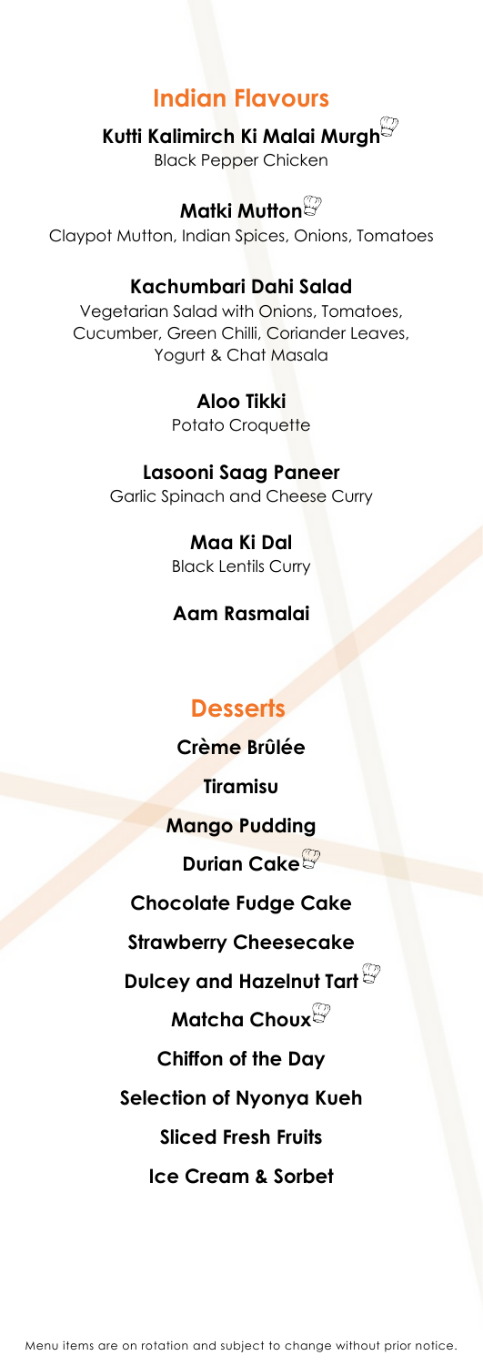## Indian Flavours

**Kutti Kalimirch Ki Malai Murgh**
Black Pepper Chicken

**Matki Mutton**
Claypot Mutton, Indian Spices, Onions, Tomatoes

**Kachumbari Dahi Salad**
Vegetarian Salad with Onions, Tomatoes, Cucumber, Green Chilli, Coriander Leaves, Yogurt & Chat Masala

**Aloo Tikki**
Potato Croquette

**Lasooni Saag Paneer**
Garlic Spinach and Cheese Curry

**Maa Ki Dal**
Black Lentils Curry

**Aam Rasmalai**

## Desserts

**Crème Brûlée**

**Tiramisu**

**Mango Pudding**

**Durian Cake**

**Chocolate Fudge Cake**

**Strawberry Cheesecake**

**Dulcey and Hazelnut Tart**

**Matcha Choux**

**Chiffon of the Day**

**Selection of Nyonya Kueh**

**Sliced Fresh Fruits**

**Ice Cream & Sorbet**

Menu items are on rotation and subject to change without prior notice.